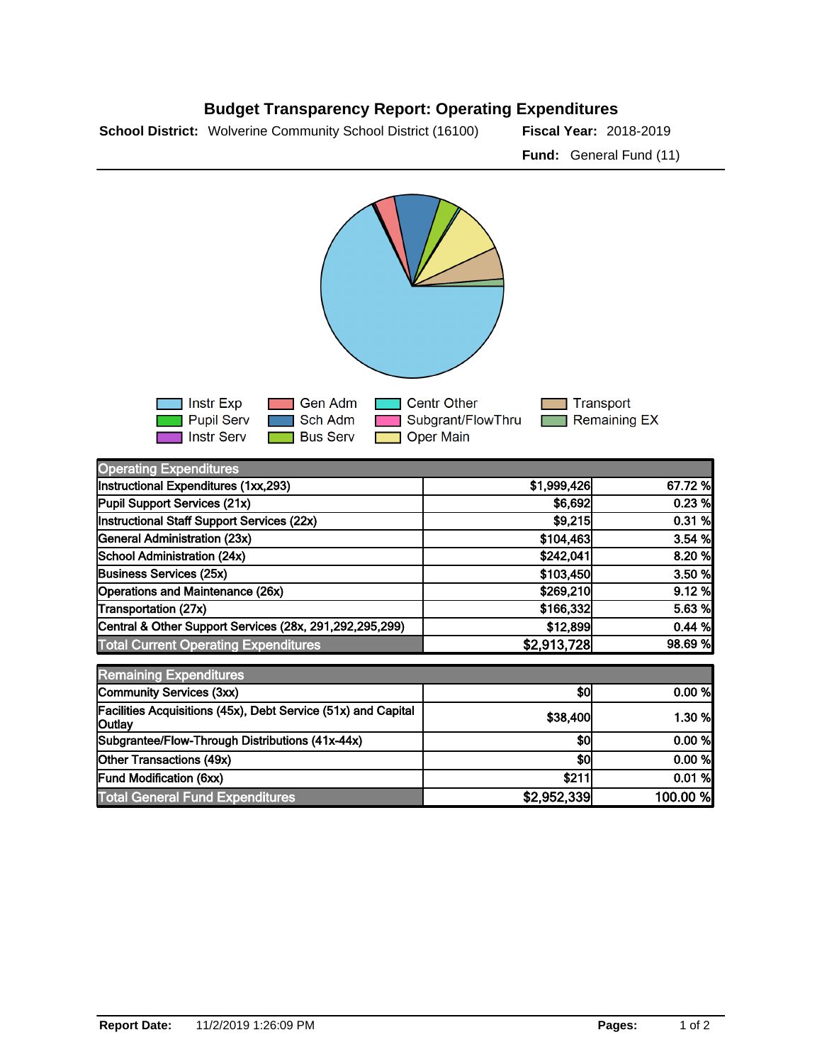# Budget Transparency Report: Operating Expenditures

**School District:** Wolverine Community School District (16100) **Fiscal Year:** 2018-2019

**Fund:** General Fund (11)

Instr Exp | Gen Adm | Centr Other | Transport | Pupil Serv | Sch Adm | Subgrant/FlowThru | Remaining EX | Instr Serv | Bus Serv | Oper Main

| Operating Expenditures | | |
|---|---|---|
| Instructional Expenditures (1xx,293) | $1,999,426 | 67.72 % |
| Pupil Support Services (21x) | $6,692 | 0.23 % |
| Instructional Staff Support Services (22x) | $9,215 | 0.31 % |
| General Administration (23x) | $104,463 | 3.54 % |
| School Administration (24x) | $242,041 | 8.20 % |
| Business Services (25x) | $103,450 | 3.50 % |
| Operations and Maintenance (26x) | $269,210 | 9.12 % |
| Transportation (27x) | $166,332 | 5.63 % |
| Central & Other Support Services (28x, 291,292,295,299) | $12,899 | 0.44 % |
| **Total Current Operating Expenditures** | **$2,913,728** | **98.69 %** |

| Remaining Expenditures | | |
|---|---|---|
| Community Services (3xx) | $0 | 0.00 % |
| Facilities Acquisitions (45x), Debt Service (51x) and Capital Outlay | $38,400 | 1.30 % |
| Subgrantee/Flow-Through Distributions (41x-44x) | $0 | 0.00 % |
| Other Transactions (49x) | $0 | 0.00 % |
| Fund Modification (6xx) | $211 | 0.01 % |
| **Total General Fund Expenditures** | **$2,952,339** | **100.00 %** |

**Report Date:** 11/2/2019 1:26:09 PM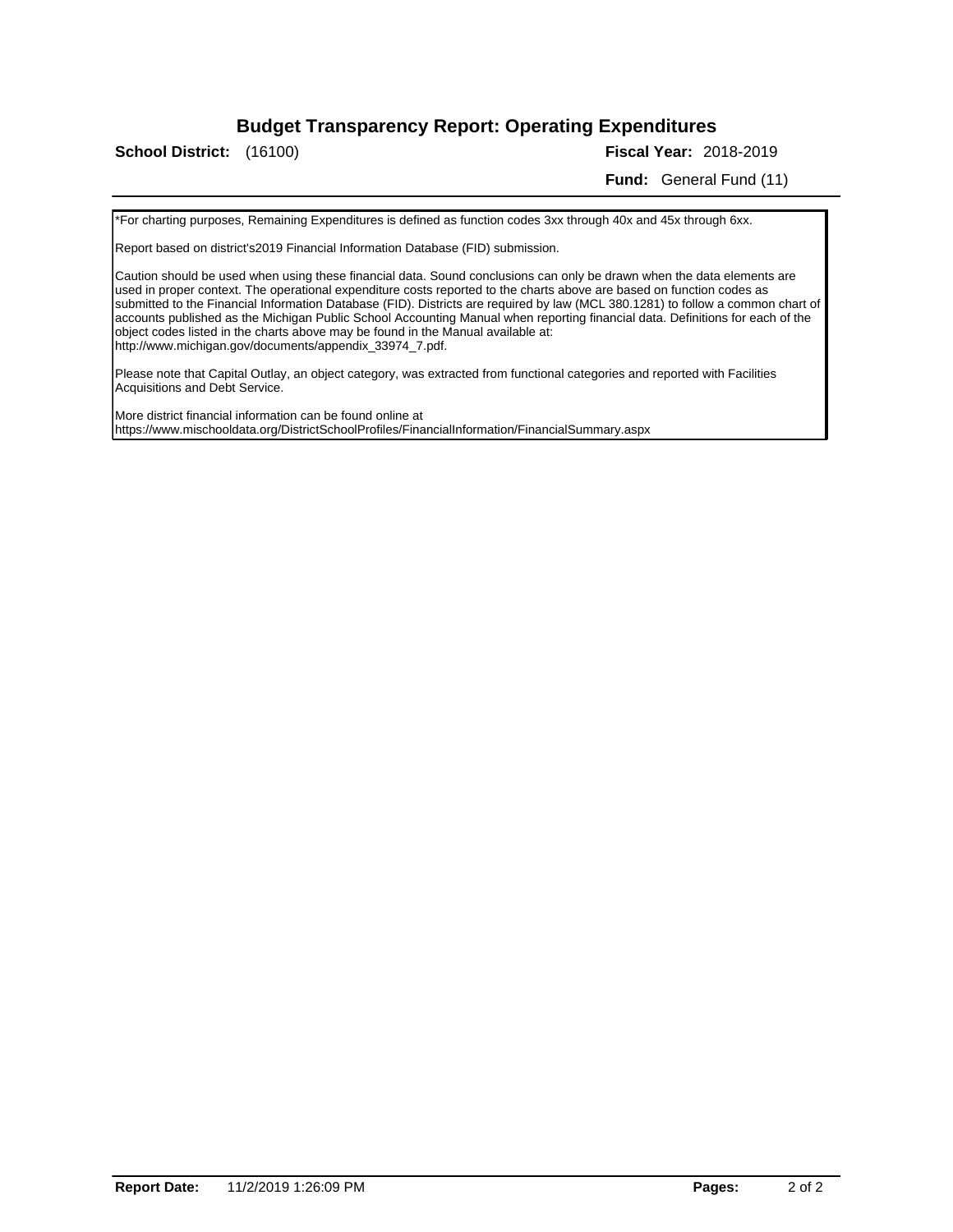## Budget Transparency Report: Operating Expenditures

**School District:** (16100)

**Fiscal Year:** 2018-2019

**Fund:** General Fund (11)

*For charting purposes, Remaining Expenditures is defined as function codes 3xx through 40x and 45x through 6xx.

Report based on district's2019 Financial Information Database (FID) submission.

Caution should be used when using these financial data. Sound conclusions can only be drawn when the data elements are used in proper context. The operational expenditure costs reported to the charts above are based on function codes as submitted to the Financial Information Database (FID). Districts are required by law (MCL 380.1281) to follow a common chart of accounts published as the Michigan Public School Accounting Manual when reporting financial data. Definitions for each of the object codes listed in the charts above may be found in the Manual available at: http://www.michigan.gov/documents/appendix_33974_7.pdf.

Please note that Capital Outlay, an object category, was extracted from functional categories and reported with Facilities Acquisitions and Debt Service.

More district financial information can be found online at https://www.mischooldata.org/DistrictSchoolProfiles/FinancialInformation/FinancialSummary.aspx

**Report Date:** 11/2/2019 1:26:09 PM